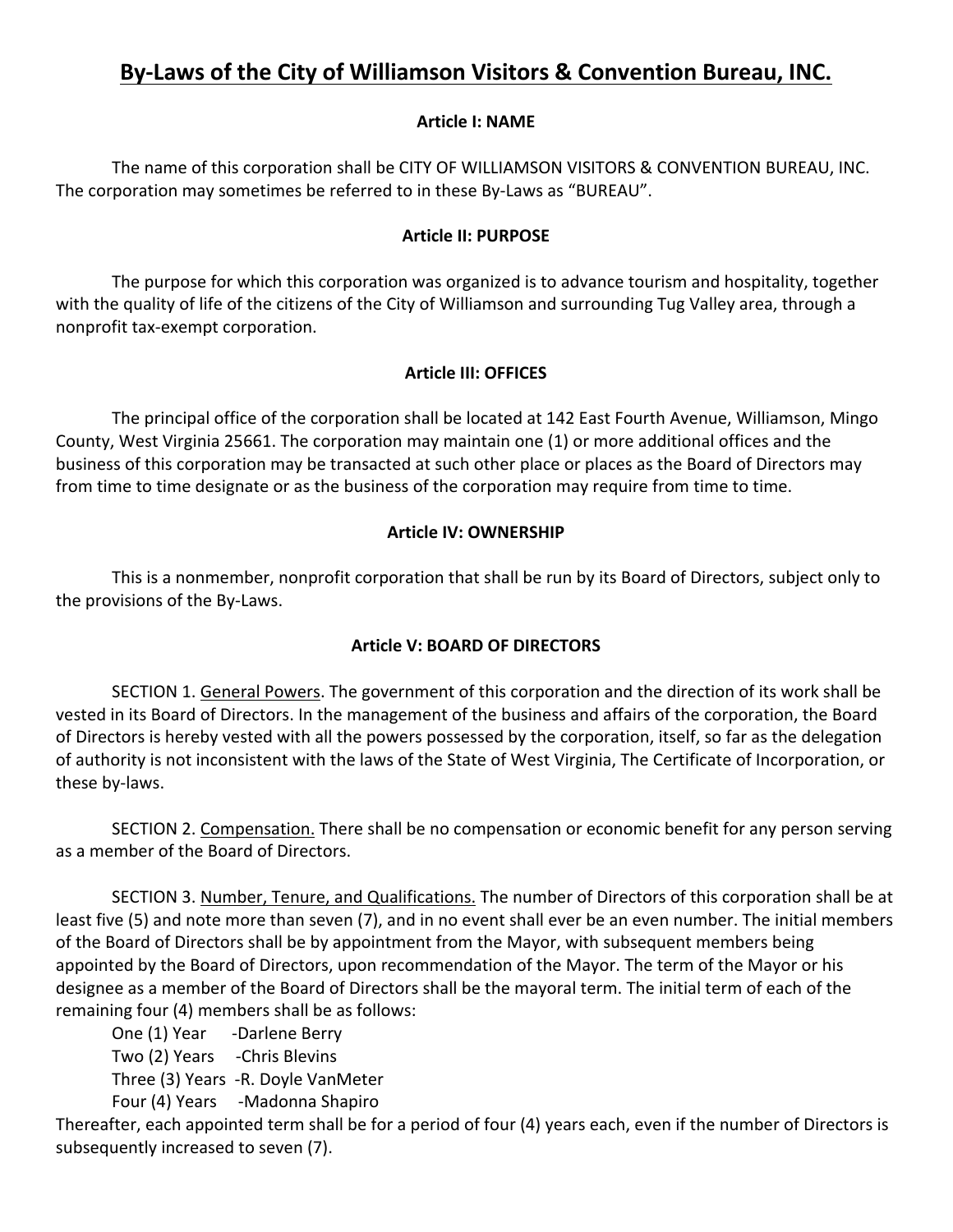# By-Laws of the City of Williamson Visitors & Convention Bureau, INC.

### Article I: NAME

The name of this corporation shall be CITY OF WILLIAMSON VISITORS & CONVENTION BUREAU, INC. The corporation may sometimes be referred to in these By-Laws as "BUREAU".

### Article II: PURPOSE

The purpose for which this corporation was organized is to advance tourism and hospitality, together with the quality of life of the citizens of the City of Williamson and surrounding Tug Valley area, through a nonprofit tax-exempt corporation.

### Article III: OFFICES

The principal office of the corporation shall be located at 142 East Fourth Avenue, Williamson, Mingo County, West Virginia 25661. The corporation may maintain one (1) or more additional offices and the business of this corporation may be transacted at such other place or places as the Board of Directors may from time to time designate or as the business of the corporation may require from time to time.

### Article IV: OWNERSHIP

This is a nonmember, nonprofit corporation that shall be run by its Board of Directors, subject only to the provisions of the By-Laws.

### Article V: BOARD OF DIRECTORS

SECTION 1. General Powers. The government of this corporation and the direction of its work shall be vested in its Board of Directors. In the management of the business and affairs of the corporation, the Board of Directors is hereby vested with all the powers possessed by the corporation, itself, so far as the delegation of authority is not inconsistent with the laws of the State of West Virginia, The Certificate of Incorporation, or these by-laws.

SECTION 2. Compensation. There shall be no compensation or economic benefit for any person serving as a member of the Board of Directors.

SECTION 3. Number, Tenure, and Qualifications. The number of Directors of this corporation shall be at least five (5) and note more than seven (7), and in no event shall ever be an even number. The initial members of the Board of Directors shall be by appointment from the Mayor, with subsequent members being appointed by the Board of Directors, upon recommendation of the Mayor. The term of the Mayor or his designee as a member of the Board of Directors shall be the mayoral term. The initial term of each of the remaining four (4) members shall be as follows:

One (1) Year -Darlene Berry
Two (2) Years -Chris Blevins
Three (3) Years -R. Doyle VanMeter
Four (4) Years -Madonna Shapiro

Thereafter, each appointed term shall be for a period of four (4) years each, even if the number of Directors is subsequently increased to seven (7).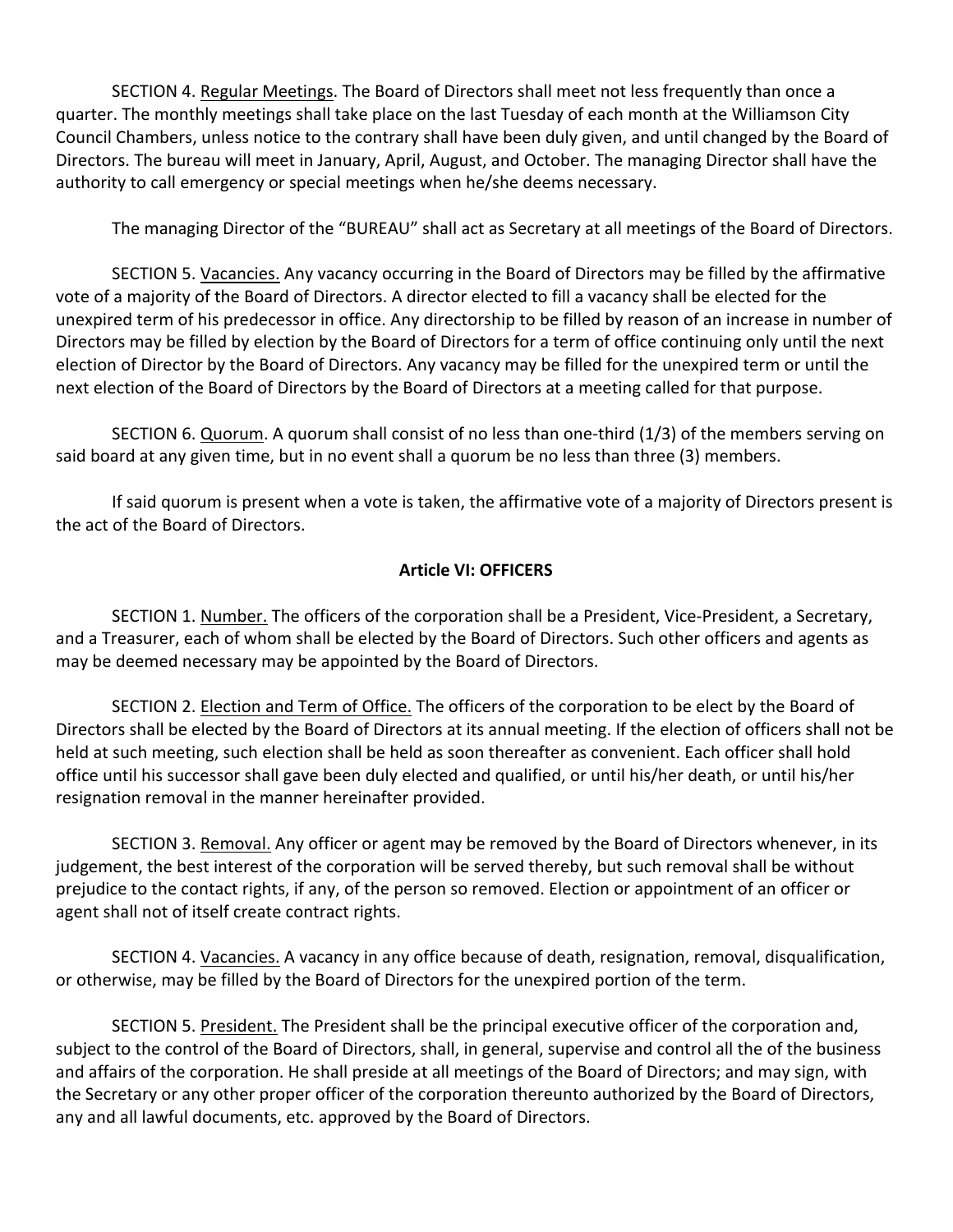SECTION 4. Regular Meetings. The Board of Directors shall meet not less frequently than once a quarter. The monthly meetings shall take place on the last Tuesday of each month at the Williamson City Council Chambers, unless notice to the contrary shall have been duly given, and until changed by the Board of Directors. The bureau will meet in January, April, August, and October. The managing Director shall have the authority to call emergency or special meetings when he/she deems necessary.

The managing Director of the "BUREAU" shall act as Secretary at all meetings of the Board of Directors.

SECTION 5. Vacancies. Any vacancy occurring in the Board of Directors may be filled by the affirmative vote of a majority of the Board of Directors. A director elected to fill a vacancy shall be elected for the unexpired term of his predecessor in office. Any directorship to be filled by reason of an increase in number of Directors may be filled by election by the Board of Directors for a term of office continuing only until the next election of Director by the Board of Directors. Any vacancy may be filled for the unexpired term or until the next election of the Board of Directors by the Board of Directors at a meeting called for that purpose.

SECTION 6. Quorum. A quorum shall consist of no less than one-third (1/3) of the members serving on said board at any given time, but in no event shall a quorum be no less than three (3) members.

If said quorum is present when a vote is taken, the affirmative vote of a majority of Directors present is the act of the Board of Directors.

## Article VI: OFFICERS

SECTION 1. Number. The officers of the corporation shall be a President, Vice-President, a Secretary, and a Treasurer, each of whom shall be elected by the Board of Directors. Such other officers and agents as may be deemed necessary may be appointed by the Board of Directors.

SECTION 2. Election and Term of Office. The officers of the corporation to be elect by the Board of Directors shall be elected by the Board of Directors at its annual meeting. If the election of officers shall not be held at such meeting, such election shall be held as soon thereafter as convenient. Each officer shall hold office until his successor shall gave been duly elected and qualified, or until his/her death, or until his/her resignation removal in the manner hereinafter provided.

SECTION 3. Removal. Any officer or agent may be removed by the Board of Directors whenever, in its judgement, the best interest of the corporation will be served thereby, but such removal shall be without prejudice to the contact rights, if any, of the person so removed. Election or appointment of an officer or agent shall not of itself create contract rights.

SECTION 4. Vacancies. A vacancy in any office because of death, resignation, removal, disqualification, or otherwise, may be filled by the Board of Directors for the unexpired portion of the term.

SECTION 5. President. The President shall be the principal executive officer of the corporation and, subject to the control of the Board of Directors, shall, in general, supervise and control all the of the business and affairs of the corporation. He shall preside at all meetings of the Board of Directors; and may sign, with the Secretary or any other proper officer of the corporation thereunto authorized by the Board of Directors, any and all lawful documents, etc. approved by the Board of Directors.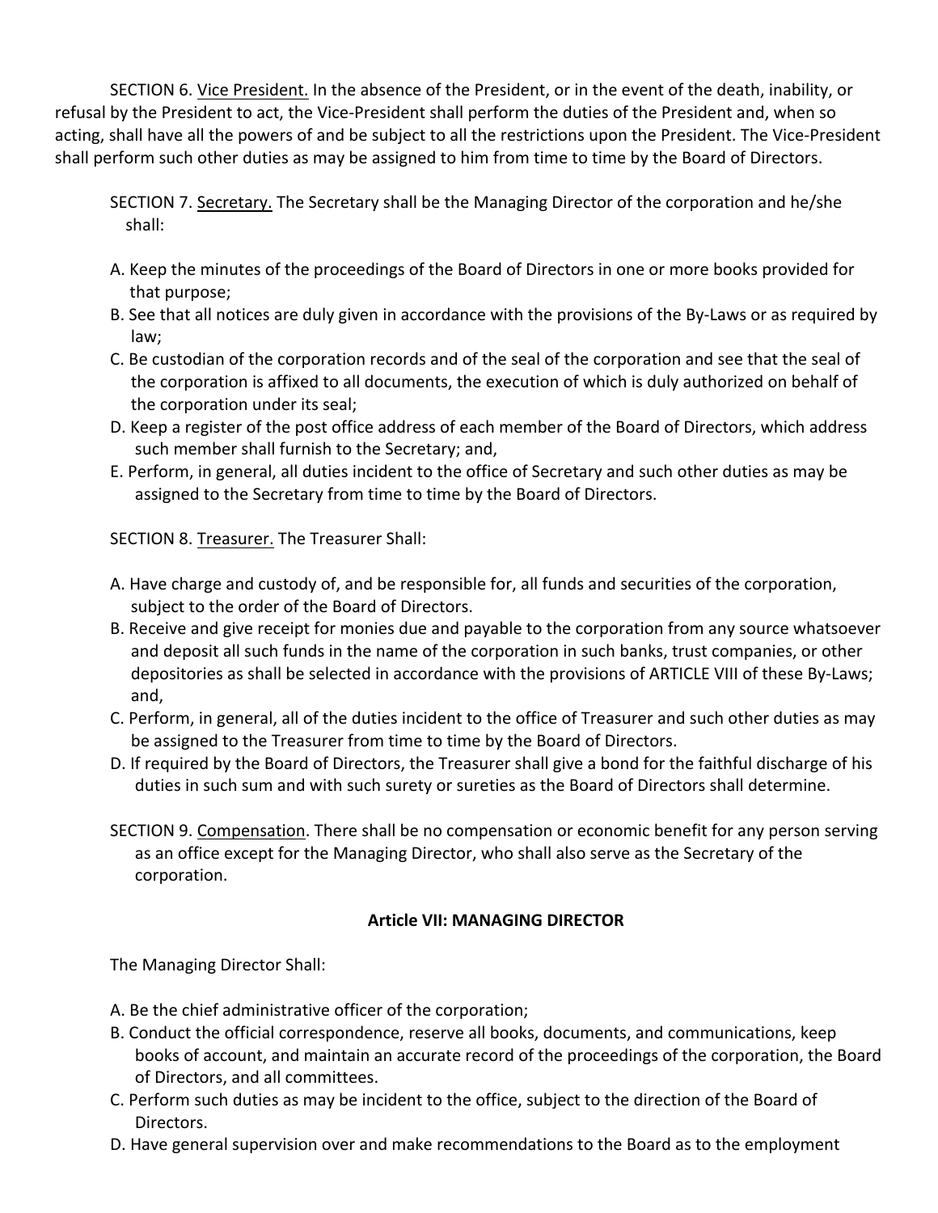SECTION 6. Vice President. In the absence of the President, or in the event of the death, inability, or refusal by the President to act, the Vice-President shall perform the duties of the President and, when so acting, shall have all the powers of and be subject to all the restrictions upon the President. The Vice-President shall perform such other duties as may be assigned to him from time to time by the Board of Directors.

SECTION 7. Secretary. The Secretary shall be the Managing Director of the corporation and he/she shall:

A. Keep the minutes of the proceedings of the Board of Directors in one or more books provided for that purpose;
B. See that all notices are duly given in accordance with the provisions of the By-Laws or as required by law;
C. Be custodian of the corporation records and of the seal of the corporation and see that the seal of the corporation is affixed to all documents, the execution of which is duly authorized on behalf of the corporation under its seal;
D. Keep a register of the post office address of each member of the Board of Directors, which address such member shall furnish to the Secretary; and,
E. Perform, in general, all duties incident to the office of Secretary and such other duties as may be assigned to the Secretary from time to time by the Board of Directors.

SECTION 8. Treasurer. The Treasurer Shall:

A. Have charge and custody of, and be responsible for, all funds and securities of the corporation, subject to the order of the Board of Directors.
B. Receive and give receipt for monies due and payable to the corporation from any source whatsoever and deposit all such funds in the name of the corporation in such banks, trust companies, or other depositories as shall be selected in accordance with the provisions of ARTICLE VIII of these By-Laws; and,
C. Perform, in general, all of the duties incident to the office of Treasurer and such other duties as may be assigned to the Treasurer from time to time by the Board of Directors.
D. If required by the Board of Directors, the Treasurer shall give a bond for the faithful discharge of his duties in such sum and with such surety or sureties as the Board of Directors shall determine.

SECTION 9. Compensation. There shall be no compensation or economic benefit for any person serving as an office except for the Managing Director, who shall also serve as the Secretary of the corporation.

## Article VII: MANAGING DIRECTOR

The Managing Director Shall:

A. Be the chief administrative officer of the corporation;
B. Conduct the official correspondence, reserve all books, documents, and communications, keep books of account, and maintain an accurate record of the proceedings of the corporation, the Board of Directors, and all committees.
C. Perform such duties as may be incident to the office, subject to the direction of the Board of Directors.
D. Have general supervision over and make recommendations to the Board as to the employment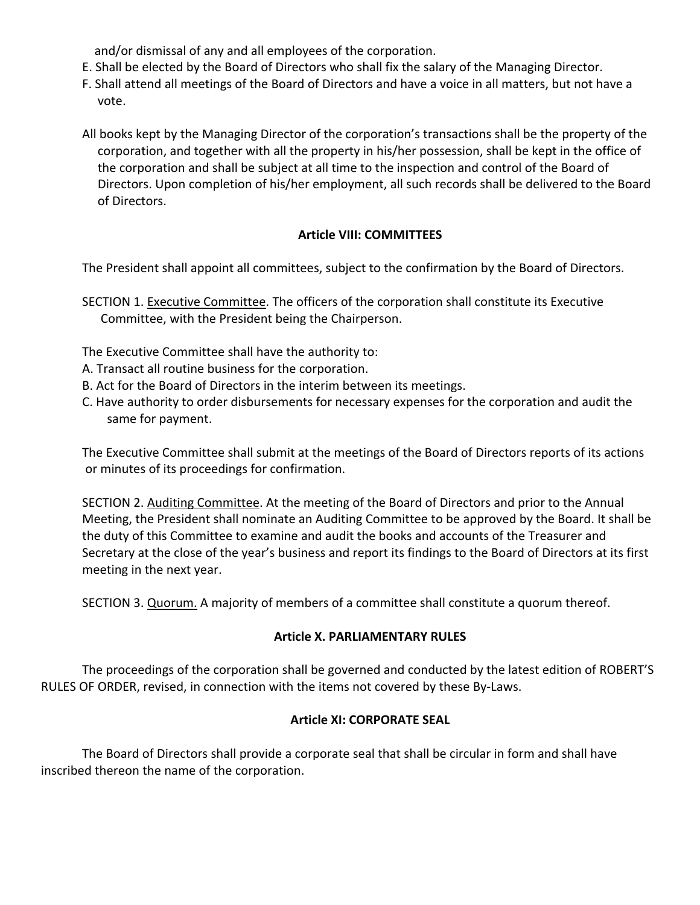and/or dismissal of any and all employees of the corporation.

E. Shall be elected by the Board of Directors who shall fix the salary of the Managing Director.

F. Shall attend all meetings of the Board of Directors and have a voice in all matters, but not have a vote.

All books kept by the Managing Director of the corporation's transactions shall be the property of the corporation, and together with all the property in his/her possession, shall be kept in the office of the corporation and shall be subject at all time to the inspection and control of the Board of Directors. Upon completion of his/her employment, all such records shall be delivered to the Board of Directors.

## Article VIII: COMMITTEES

The President shall appoint all committees, subject to the confirmation by the Board of Directors.

SECTION 1. Executive Committee. The officers of the corporation shall constitute its Executive Committee, with the President being the Chairperson.

The Executive Committee shall have the authority to:

A. Transact all routine business for the corporation.

B. Act for the Board of Directors in the interim between its meetings.

C. Have authority to order disbursements for necessary expenses for the corporation and audit the same for payment.

The Executive Committee shall submit at the meetings of the Board of Directors reports of its actions or minutes of its proceedings for confirmation.

SECTION 2. Auditing Committee. At the meeting of the Board of Directors and prior to the Annual Meeting, the President shall nominate an Auditing Committee to be approved by the Board. It shall be the duty of this Committee to examine and audit the books and accounts of the Treasurer and Secretary at the close of the year's business and report its findings to the Board of Directors at its first meeting in the next year.

SECTION 3. Quorum. A majority of members of a committee shall constitute a quorum thereof.

## Article X. PARLIAMENTARY RULES

The proceedings of the corporation shall be governed and conducted by the latest edition of ROBERT'S RULES OF ORDER, revised, in connection with the items not covered by these By-Laws.

## Article XI: CORPORATE SEAL

The Board of Directors shall provide a corporate seal that shall be circular in form and shall have inscribed thereon the name of the corporation.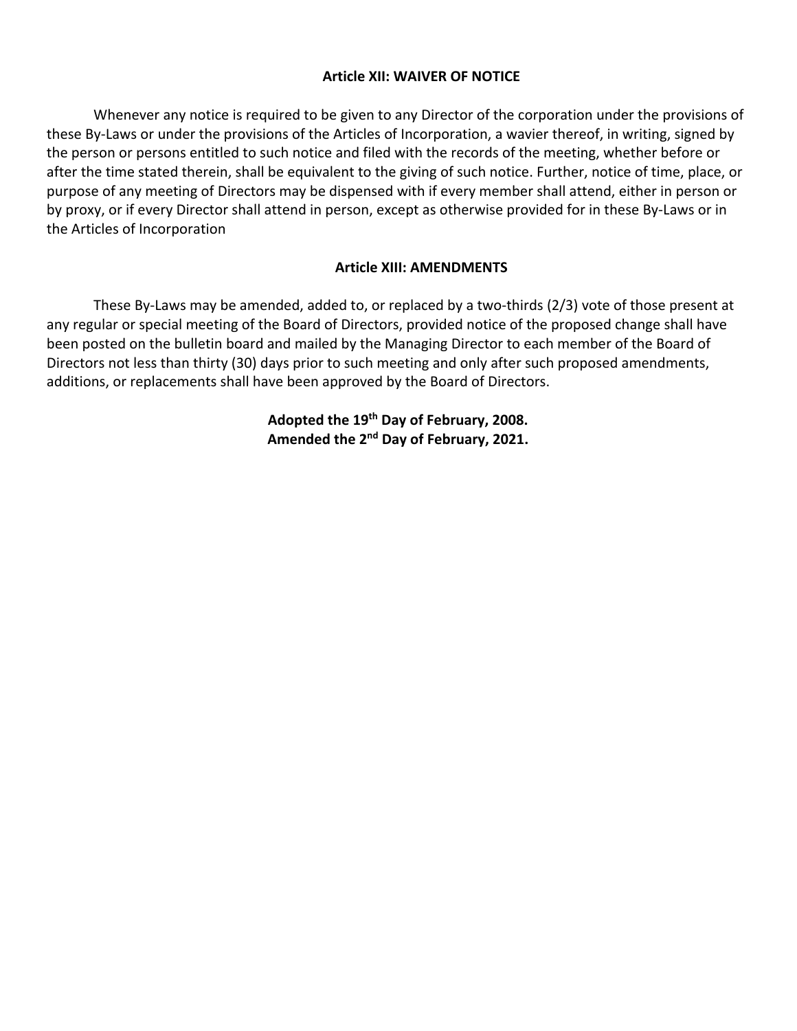## Article XII: WAIVER OF NOTICE

Whenever any notice is required to be given to any Director of the corporation under the provisions of these By-Laws or under the provisions of the Articles of Incorporation, a wavier thereof, in writing, signed by the person or persons entitled to such notice and filed with the records of the meeting, whether before or after the time stated therein, shall be equivalent to the giving of such notice. Further, notice of time, place, or purpose of any meeting of Directors may be dispensed with if every member shall attend, either in person or by proxy, or if every Director shall attend in person, except as otherwise provided for in these By-Laws or in the Articles of Incorporation

## Article XIII: AMENDMENTS

These By-Laws may be amended, added to, or replaced by a two-thirds (2/3) vote of those present at any regular or special meeting of the Board of Directors, provided notice of the proposed change shall have been posted on the bulletin board and mailed by the Managing Director to each member of the Board of Directors not less than thirty (30) days prior to such meeting and only after such proposed amendments, additions, or replacements shall have been approved by the Board of Directors.

**Adopted the 19th Day of February, 2008.**
**Amended the 2nd Day of February, 2021.**